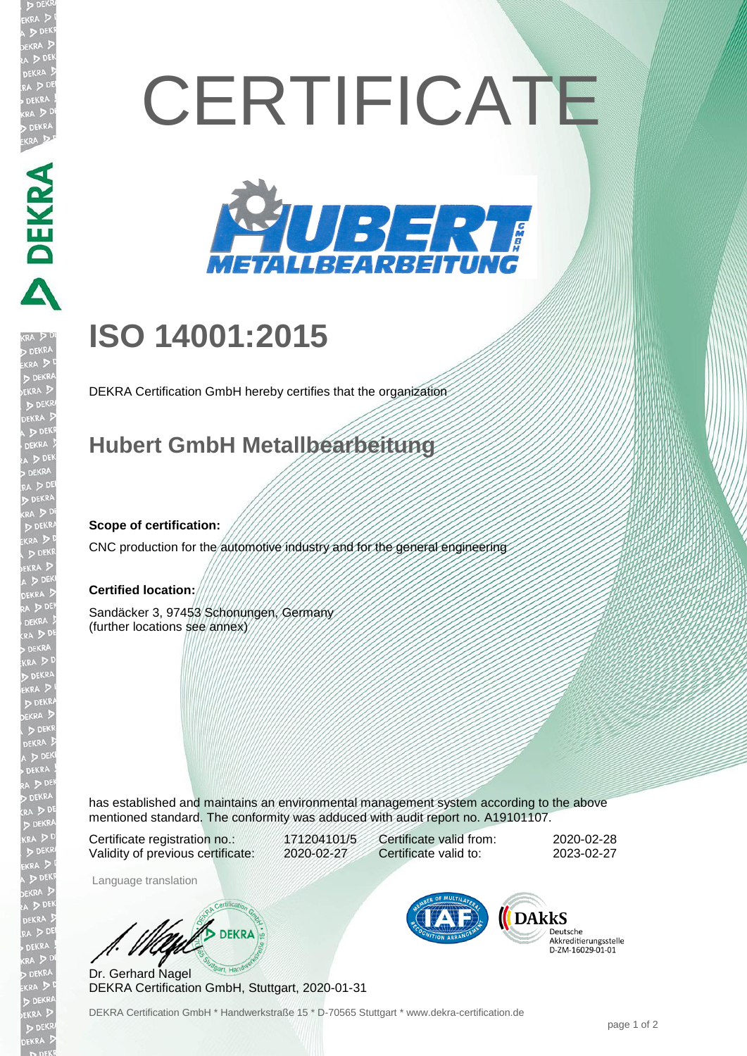# CERTIFICATE

HUBERT GMBH METALLBEARBEITUNG

## ISO 14001:2015

DEKRA Certification GmbH hereby certifies that the organization

## Hubert GmbH Metallbearbeitung

**Scope of certification:**

CNC production for the automotive industry and for the general engineering

**Certified location:**

Sandäcker 3, 97453 Schonungen, Germany
(further locations see annex)

has established and maintains an environmental management system according to the above mentioned standard. The conformity was adduced with audit report no. A19101107.

| | | | |
|---|---|---|---|
| Certificate registration no.: | 171204101/5 | Certificate valid from: | 2020-02-28 |
| Validity of previous certificate: | 2020-02-27 | Certificate valid to: | 2023-02-27 |

Language translation

Dr. Gerhard Nagel
DEKRA Certification GmbH, Stuttgart, 2020-01-31

DAkkS Deutsche Akkreditierungsstelle D-ZM-16029-01-01

DEKRA Certification GmbH * Handwerkstraße 15 * D-70565 Stuttgart * www.dekra-certification.de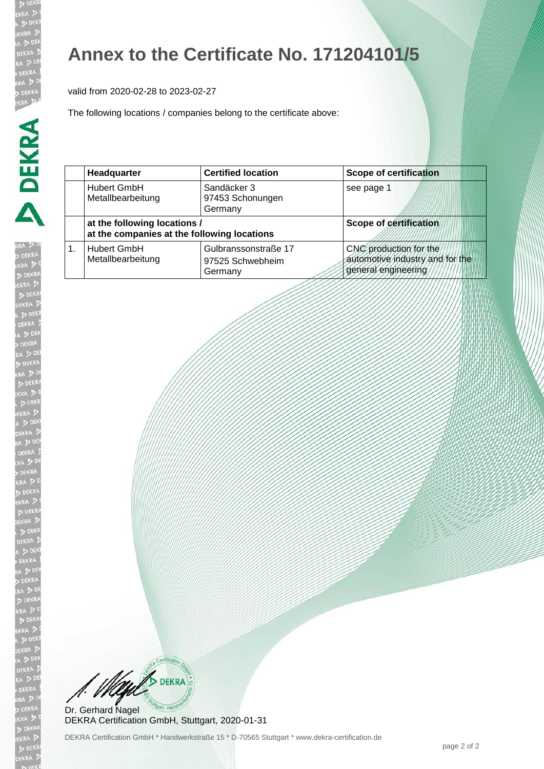# Annex to the Certificate No. 171204101/5

valid from 2020-02-28 to 2023-02-27

The following locations / companies belong to the certificate above:

| | Headquarter | Certified location | Scope of certification |
|---|---|---|---|
| | Hubert GmbH Metallbearbeitung | Sandäcker 3<br>97453 Schonungen<br>Germany | see page 1 |
| | **at the following locations / at the companies at the following locations** | | **Scope of certification** |
| 1. | Hubert GmbH Metallbearbeitung | Gulbranssonstraße 17<br>97525 Schwebheim<br>Germany | CNC production for the automotive industry and for the general engineering |

Dr. Gerhard Nagel
DEKRA Certification GmbH, Stuttgart, 2020-01-31

DEKRA Certification GmbH * Handwerkstraße 15 * D-70565 Stuttgart * www.dekra-certification.de